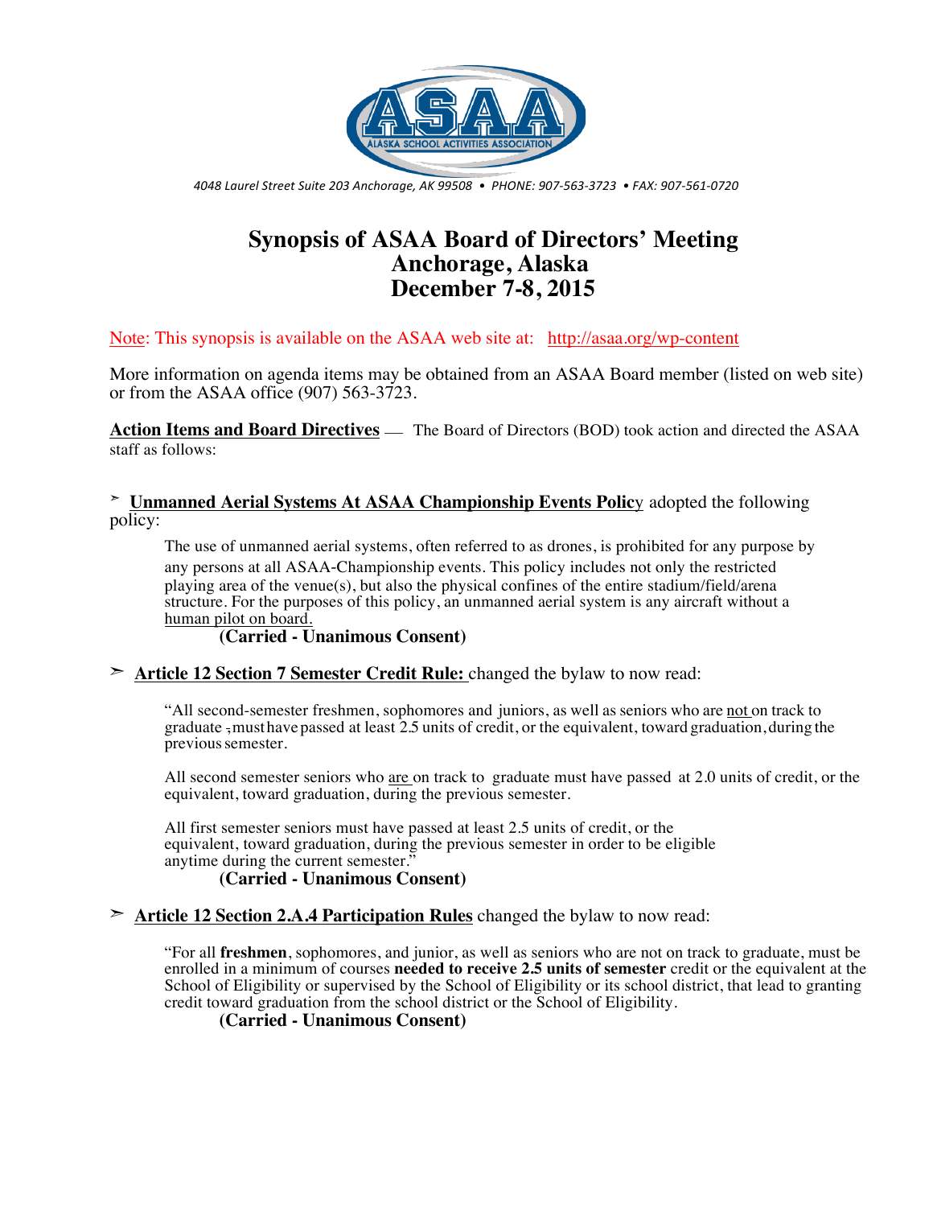ALASKA SCHOOL ACTIVITIES ASSOCIATION

*4048 Laurel Street Suite 203 Anchorage, AK 99508 • PHONE: 907-563-3723 • FAX: 907-561-0720*

# Synopsis of ASAA Board of Directors' Meeting
# Anchorage, Alaska
# December 7-8, 2015

Note: This synopsis is available on the ASAA web site at: http://asaa.org/wp-content

More information on agenda items may be obtained from an ASAA Board member (listed on web site) or from the ASAA office (907) 563-3723.

**Action Items and Board Directives** — The Board of Directors (BOD) took action and directed the ASAA staff as follows:

➢ **Unmanned Aerial Systems At ASAA Championship Events Policy** adopted the following policy:

> The use of unmanned aerial systems, often referred to as drones, is prohibited for any purpose by any persons at all ASAA-Championship events. This policy includes not only the restricted playing area of the venue(s), but also the physical confines of the entire stadium/field/arena structure. For the purposes of this policy, an unmanned aerial system is any aircraft without a human pilot on board.
>
> **(Carried - Unanimous Consent)**

➢ **Article 12 Section 7 Semester Credit Rule:** changed the bylaw to now read:

> "All second-semester freshmen, sophomores and juniors, as well as seniors who are not on track to graduate , must have passed at least 2.5 units of credit, or the equivalent, toward graduation, during the previous semester.
>
> All second semester seniors who are on track to graduate must have passed at 2.0 units of credit, or the equivalent, toward graduation, during the previous semester.
>
> All first semester seniors must have passed at least 2.5 units of credit, or the equivalent, toward graduation, during the previous semester in order to be eligible anytime during the current semester."
>
> **(Carried - Unanimous Consent)**

➢ **Article 12 Section 2.A.4 Participation Rules** changed the bylaw to now read:

> "For all **freshmen**, sophomores, and junior, as well as seniors who are not on track to graduate, must be enrolled in a minimum of courses **needed to receive 2.5 units of semester** credit or the equivalent at the School of Eligibility or supervised by the School of Eligibility or its school district, that lead to granting credit toward graduation from the school district or the School of Eligibility.
>
> **(Carried - Unanimous Consent)**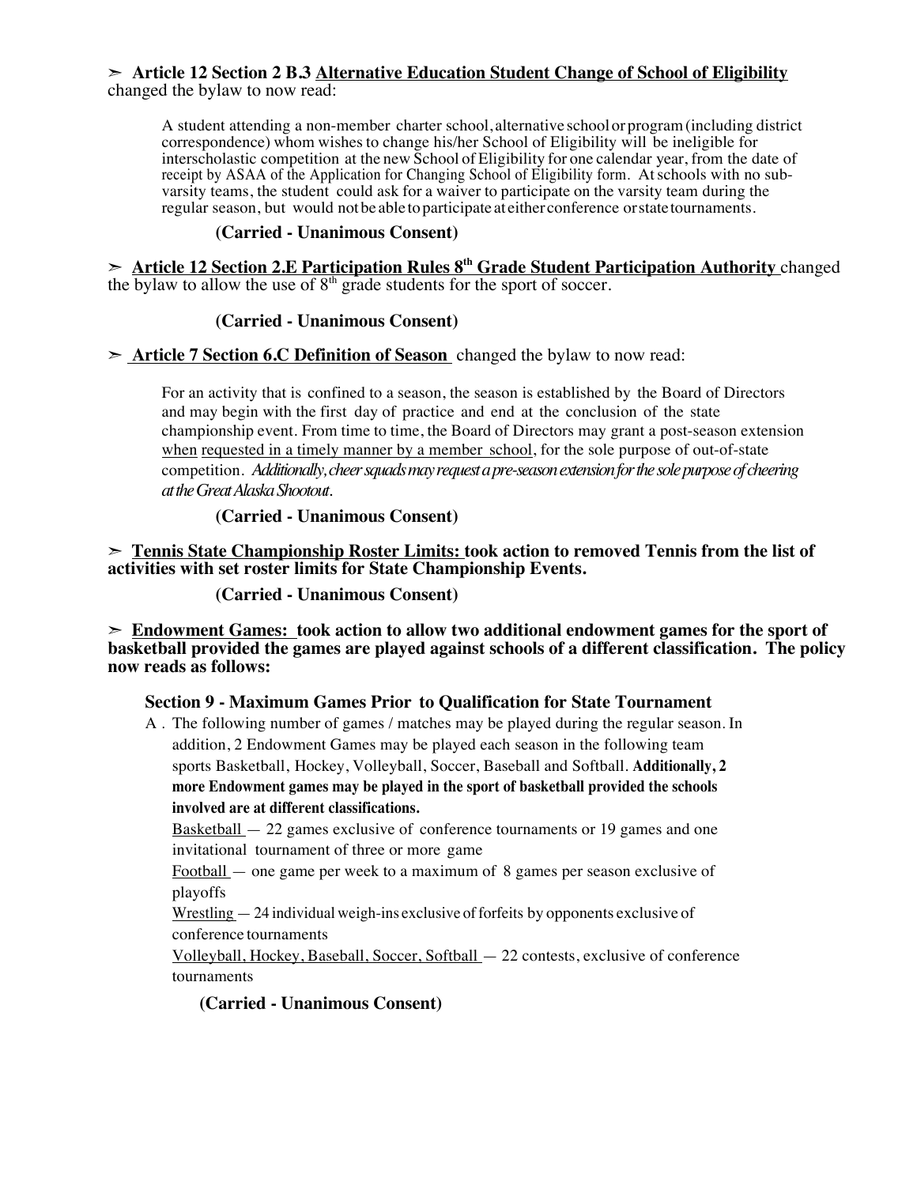➢ **Article 12 Section 2 B.3 <u>Alternative Education Student Change of School of Eligibility</u>** changed the bylaw to now read:

> A student attending a non-member charter school, alternative school or program (including district correspondence) whom wishes to change his/her School of Eligibility will be ineligible for interscholastic competition at the new School of Eligibility for one calendar year, from the date of receipt by ASAA of the Application for Changing School of Eligibility form. At schools with no sub-varsity teams, the student could ask for a waiver to participate on the varsity team during the regular season, but would not be able to participate at either conference or state tournaments.

**(Carried - Unanimous Consent)**

➢ **<u>Article 12 Section 2.E Participation Rules 8th Grade Student Participation Authority</u>** changed the bylaw to allow the use of 8th grade students for the sport of soccer.

**(Carried - Unanimous Consent)**

➢ **<u>Article 7 Section 6.C Definition of Season</u>** changed the bylaw to now read:

> For an activity that is confined to a season, the season is established by the Board of Directors and may begin with the first day of practice and end at the conclusion of the state championship event. From time to time, the Board of Directors may grant a post-season extension <u>when</u> <u>requested in a timely manner by a member school</u>, for the sole purpose of out-of-state competition. *Additionally, cheer squads may request a pre-season extension for the sole purpose of cheering at the Great Alaska Shootout.*

**(Carried - Unanimous Consent)**

➢ **<u>Tennis State Championship Roster Limits:</u> took action to removed Tennis from the list of activities with set roster limits for State Championship Events.**

**(Carried - Unanimous Consent)**

➢ **<u>Endowment Games:</u> took action to allow two additional endowment games for the sport of basketball provided the games are played against schools of a different classification. The policy now reads as follows:**

**Section 9 - Maximum Games Prior to Qualification for State Tournament**

A . The following number of games / matches may be played during the regular season. In addition, 2 Endowment Games may be played each season in the following team sports Basketball, Hockey, Volleyball, Soccer, Baseball and Softball. **Additionally, 2 more Endowment games may be played in the sport of basketball provided the schools involved are at different classifications.**

<u>Basketball</u> — 22 games exclusive of conference tournaments or 19 games and one invitational tournament of three or more game

<u>Football</u> — one game per week to a maximum of 8 games per season exclusive of playoffs

<u>Wrestling</u> — 24 individual weigh-ins exclusive of forfeits by opponents exclusive of conference tournaments

<u>Volleyball, Hockey, Baseball, Soccer, Softball</u> — 22 contests, exclusive of conference tournaments

**(Carried - Unanimous Consent)**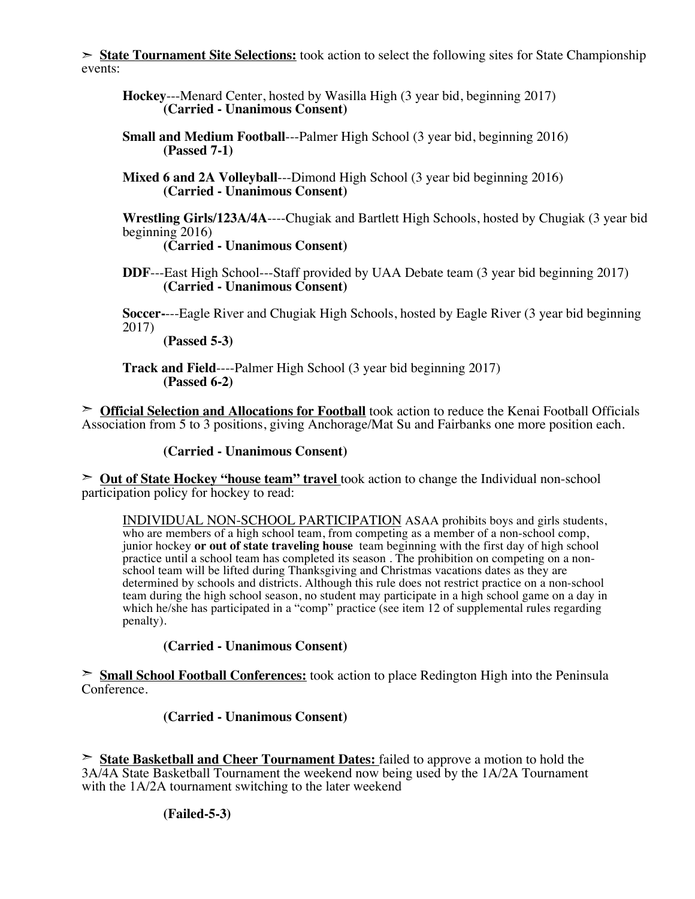➣ **<u>State Tournament Site Selections:</u>** took action to select the following sites for State Championship events:

> **Hockey**---Menard Center, hosted by Wasilla High (3 year bid, beginning 2017)
> **(Carried - Unanimous Consent)**
>
> **Small and Medium Football**---Palmer High School (3 year bid, beginning 2016)
> **(Passed 7-1)**
>
> **Mixed 6 and 2A Volleyball**---Dimond High School (3 year bid beginning 2016)
> **(Carried - Unanimous Consent)**
>
> **Wrestling Girls/123A/4A**----Chugiak and Bartlett High Schools, hosted by Chugiak (3 year bid beginning 2016)
> **(Carried - Unanimous Consent)**
>
> **DDF**---East High School---Staff provided by UAA Debate team (3 year bid beginning 2017)
> **(Carried - Unanimous Consent)**
>
> **Soccer-**---Eagle River and Chugiak High Schools, hosted by Eagle River (3 year bid beginning 2017)
> **(Passed 5-3)**
>
> **Track and Field**----Palmer High School (3 year bid beginning 2017)
> **(Passed 6-2)**

➣ **<u>Official Selection and Allocations for Football</u>** took action to reduce the Kenai Football Officials Association from 5 to 3 positions, giving Anchorage/Mat Su and Fairbanks one more position each.

**(Carried - Unanimous Consent)**

➣ **<u>Out of State Hockey "house team" travel</u>** took action to change the Individual non-school participation policy for hockey to read:

> <u>INDIVIDUAL NON-SCHOOL PARTICIPATION</u> ASAA prohibits boys and girls students, who are members of a high school team, from competing as a member of a non-school comp, junior hockey **or out of state traveling house** team beginning with the first day of high school practice until a school team has completed its season . The prohibition on competing on a non-school team will be lifted during Thanksgiving and Christmas vacations dates as they are determined by schools and districts. Although this rule does not restrict practice on a non-school team during the high school season, no student may participate in a high school game on a day in which he/she has participated in a "comp" practice (see item 12 of supplemental rules regarding penalty).

**(Carried - Unanimous Consent)**

➣ **<u>Small School Football Conferences:</u>** took action to place Redington High into the Peninsula Conference.

**(Carried - Unanimous Consent)**

➣ **<u>State Basketball and Cheer Tournament Dates:</u>** failed to approve a motion to hold the 3A/4A State Basketball Tournament the weekend now being used by the 1A/2A Tournament with the 1A/2A tournament switching to the later weekend

**(Failed-5-3)**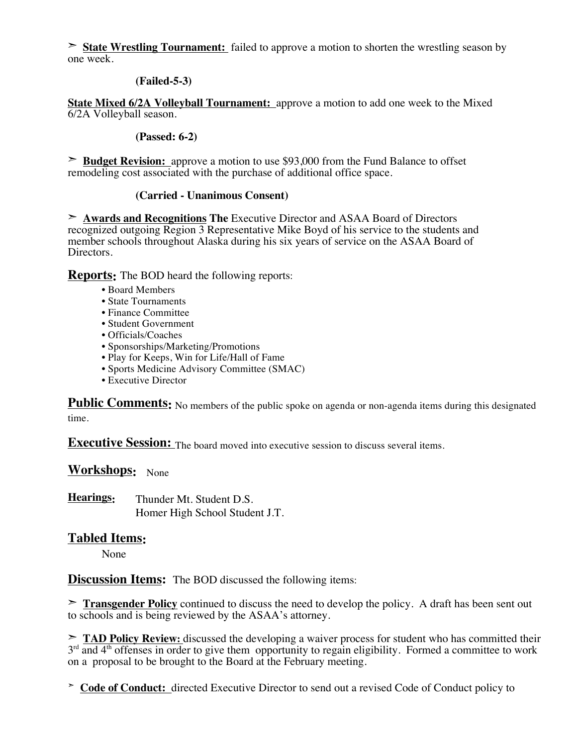➢ **State Wrestling Tournament:** failed to approve a motion to shorten the wrestling season by one week.

**(Failed-5-3)**

**State Mixed 6/2A Volleyball Tournament:** approve a motion to add one week to the Mixed 6/2A Volleyball season.

**(Passed: 6-2)**

➢ **Budget Revision:** approve a motion to use $93,000 from the Fund Balance to offset remodeling cost associated with the purchase of additional office space.

**(Carried - Unanimous Consent)**

➢ **Awards and Recognitions The** Executive Director and ASAA Board of Directors recognized outgoing Region 3 Representative Mike Boyd of his service to the students and member schools throughout Alaska during his six years of service on the ASAA Board of Directors.

## Reports:

The BOD heard the following reports:

- Board Members
- State Tournaments
- Finance Committee
- Student Government
- Officials/Coaches
- Sponsorships/Marketing/Promotions
- Play for Keeps, Win for Life/Hall of Fame
- Sports Medicine Advisory Committee (SMAC)
- Executive Director

## Public Comments:

No members of the public spoke on agenda or non-agenda items during this designated time.

## Executive Session:

The board moved into executive session to discuss several items.

## Workshops:

None

**Hearings:**

Thunder Mt. Student D.S.
Homer High School Student J.T.

## Tabled Items:

None

## Discussion Items:

The BOD discussed the following items:

➢ **Transgender Policy** continued to discuss the need to develop the policy. A draft has been sent out to schools and is being reviewed by the ASAA's attorney.

➢ **TAD Policy Review:** discussed the developing a waiver process for student who has committed their 3rd and 4th offenses in order to give them opportunity to regain eligibility. Formed a committee to work on a proposal to be brought to the Board at the February meeting.

➢ **Code of Conduct:** directed Executive Director to send out a revised Code of Conduct policy to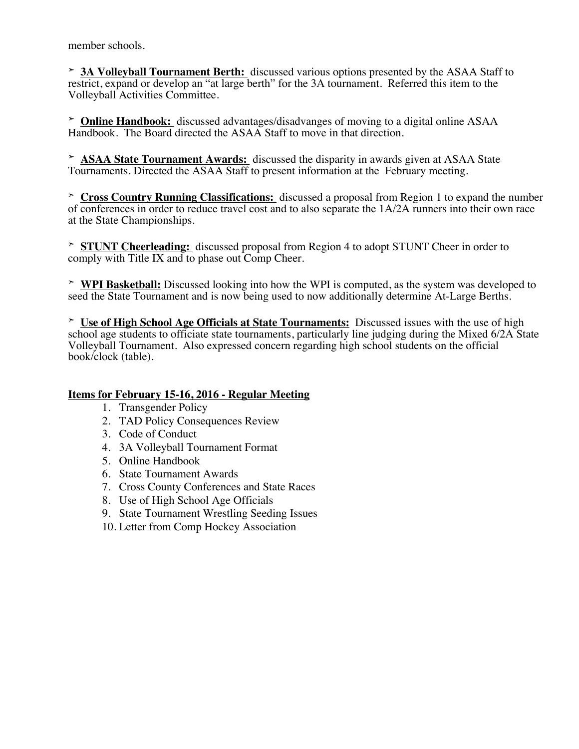member schools.

➢ **3A Volleyball Tournament Berth:** discussed various options presented by the ASAA Staff to restrict, expand or develop an "at large berth" for the 3A tournament. Referred this item to the Volleyball Activities Committee.

➢ **Online Handbook:** discussed advantages/disadvanges of moving to a digital online ASAA Handbook. The Board directed the ASAA Staff to move in that direction.

➢ **ASAA State Tournament Awards:** discussed the disparity in awards given at ASAA State Tournaments. Directed the ASAA Staff to present information at the February meeting.

➢ **Cross Country Running Classifications:** discussed a proposal from Region 1 to expand the number of conferences in order to reduce travel cost and to also separate the 1A/2A runners into their own race at the State Championships.

➢ **STUNT Cheerleading:** discussed proposal from Region 4 to adopt STUNT Cheer in order to comply with Title IX and to phase out Comp Cheer.

➢ **WPI Basketball:** Discussed looking into how the WPI is computed, as the system was developed to seed the State Tournament and is now being used to now additionally determine At-Large Berths.

➢ **Use of High School Age Officials at State Tournaments:** Discussed issues with the use of high school age students to officiate state tournaments, particularly line judging during the Mixed 6/2A State Volleyball Tournament. Also expressed concern regarding high school students on the official book/clock (table).

**Items for February 15-16, 2016 - Regular Meeting**

1. Transgender Policy
2. TAD Policy Consequences Review
3. Code of Conduct
4. 3A Volleyball Tournament Format
5. Online Handbook
6. State Tournament Awards
7. Cross County Conferences and State Races
8. Use of High School Age Officials
9. State Tournament Wrestling Seeding Issues
10. Letter from Comp Hockey Association